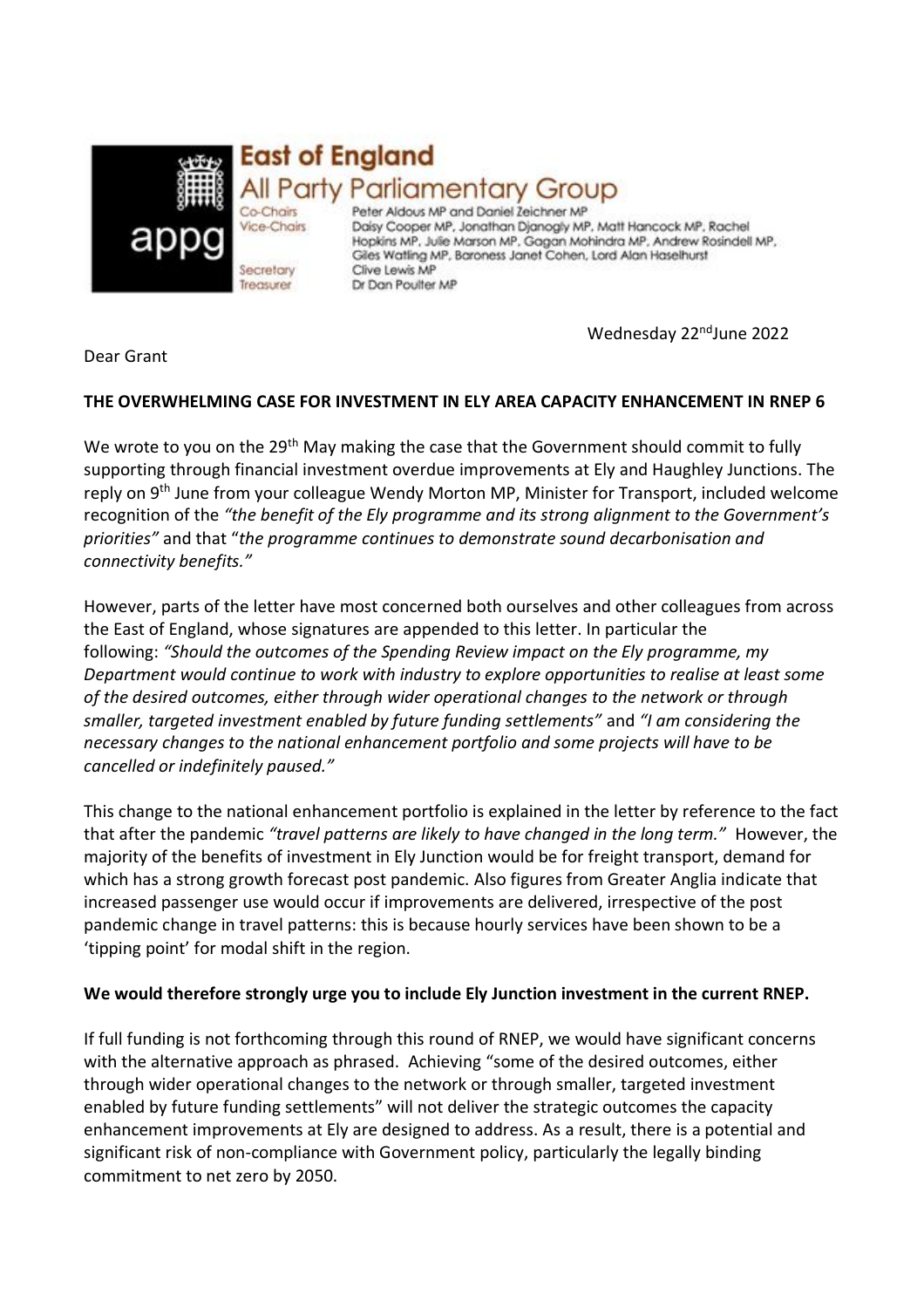**East of England**
**All Party Parliamentary Group**

Co-Chairs: Peter Aldous MP and Daniel Zeichner MP
Vice-Chairs: Daisy Cooper MP, Jonathan Djanogly MP, Matt Hancock MP, Rachel Hopkins MP, Julie Marson MP, Gagan Mohindra MP, Andrew Rosindell MP, Giles Watling MP, Baroness Janet Cohen, Lord Alan Haselhurst
Secretary: Clive Lewis MP
Treasurer: Dr Dan Poulter MP

Wednesday 22nd June 2022

Dear Grant

**THE OVERWHELMING CASE FOR INVESTMENT IN ELY AREA CAPACITY ENHANCEMENT IN RNEP 6**

We wrote to you on the 29th May making the case that the Government should commit to fully supporting through financial investment overdue improvements at Ely and Haughley Junctions. The reply on 9th June from your colleague Wendy Morton MP, Minister for Transport, included welcome recognition of the *"the benefit of the Ely programme and its strong alignment to the Government's priorities"* and that "*the programme continues to demonstrate sound decarbonisation and connectivity benefits."*

However, parts of the letter have most concerned both ourselves and other colleagues from across the East of England, whose signatures are appended to this letter. In particular the following: *"Should the outcomes of the Spending Review impact on the Ely programme, my Department would continue to work with industry to explore opportunities to realise at least some of the desired outcomes, either through wider operational changes to the network or through smaller, targeted investment enabled by future funding settlements"* and *"I am considering the necessary changes to the national enhancement portfolio and some projects will have to be cancelled or indefinitely paused."*

This change to the national enhancement portfolio is explained in the letter by reference to the fact that after the pandemic *"travel patterns are likely to have changed in the long term."* However, the majority of the benefits of investment in Ely Junction would be for freight transport, demand for which has a strong growth forecast post pandemic. Also figures from Greater Anglia indicate that increased passenger use would occur if improvements are delivered, irrespective of the post pandemic change in travel patterns: this is because hourly services have been shown to be a 'tipping point' for modal shift in the region.

**We would therefore strongly urge you to include Ely Junction investment in the current RNEP.**

If full funding is not forthcoming through this round of RNEP, we would have significant concerns with the alternative approach as phrased. Achieving "some of the desired outcomes, either through wider operational changes to the network or through smaller, targeted investment enabled by future funding settlements" will not deliver the strategic outcomes the capacity enhancement improvements at Ely are designed to address. As a result, there is a potential and significant risk of non-compliance with Government policy, particularly the legally binding commitment to net zero by 2050.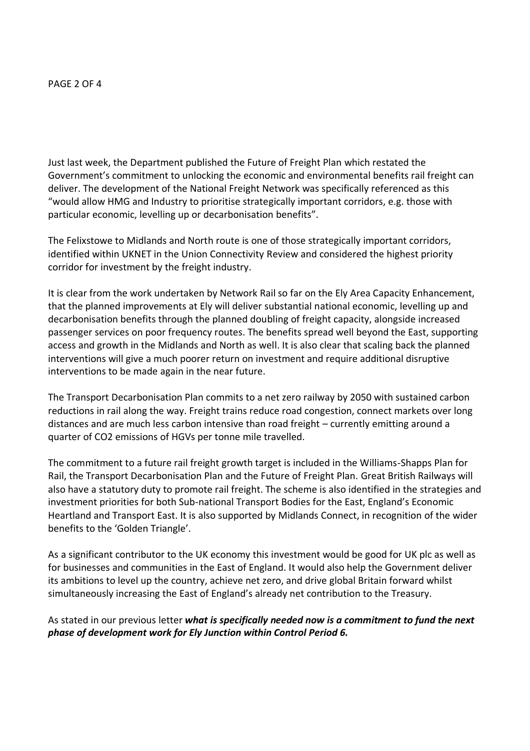Just last week, the Department published the Future of Freight Plan which restated the Government's commitment to unlocking the economic and environmental benefits rail freight can deliver. The development of the National Freight Network was specifically referenced as this "would allow HMG and Industry to prioritise strategically important corridors, e.g. those with particular economic, levelling up or decarbonisation benefits".

The Felixstowe to Midlands and North route is one of those strategically important corridors, identified within UKNET in the Union Connectivity Review and considered the highest priority corridor for investment by the freight industry.

It is clear from the work undertaken by Network Rail so far on the Ely Area Capacity Enhancement, that the planned improvements at Ely will deliver substantial national economic, levelling up and decarbonisation benefits through the planned doubling of freight capacity, alongside increased passenger services on poor frequency routes. The benefits spread well beyond the East, supporting access and growth in the Midlands and North as well. It is also clear that scaling back the planned interventions will give a much poorer return on investment and require additional disruptive interventions to be made again in the near future.

The Transport Decarbonisation Plan commits to a net zero railway by 2050 with sustained carbon reductions in rail along the way. Freight trains reduce road congestion, connect markets over long distances and are much less carbon intensive than road freight – currently emitting around a quarter of $CO_2$ emissions of HGVs per tonne mile travelled.

The commitment to a future rail freight growth target is included in the Williams-Shapps Plan for Rail, the Transport Decarbonisation Plan and the Future of Freight Plan. Great British Railways will also have a statutory duty to promote rail freight. The scheme is also identified in the strategies and investment priorities for both Sub-national Transport Bodies for the East, England's Economic Heartland and Transport East. It is also supported by Midlands Connect, in recognition of the wider benefits to the 'Golden Triangle'.

As a significant contributor to the UK economy this investment would be good for UK plc as well as for businesses and communities in the East of England. It would also help the Government deliver its ambitions to level up the country, achieve net zero, and drive global Britain forward whilst simultaneously increasing the East of England's already net contribution to the Treasury.

As stated in our previous letter ***what is specifically needed now is a commitment to fund the next phase of development work for Ely Junction within Control Period 6.***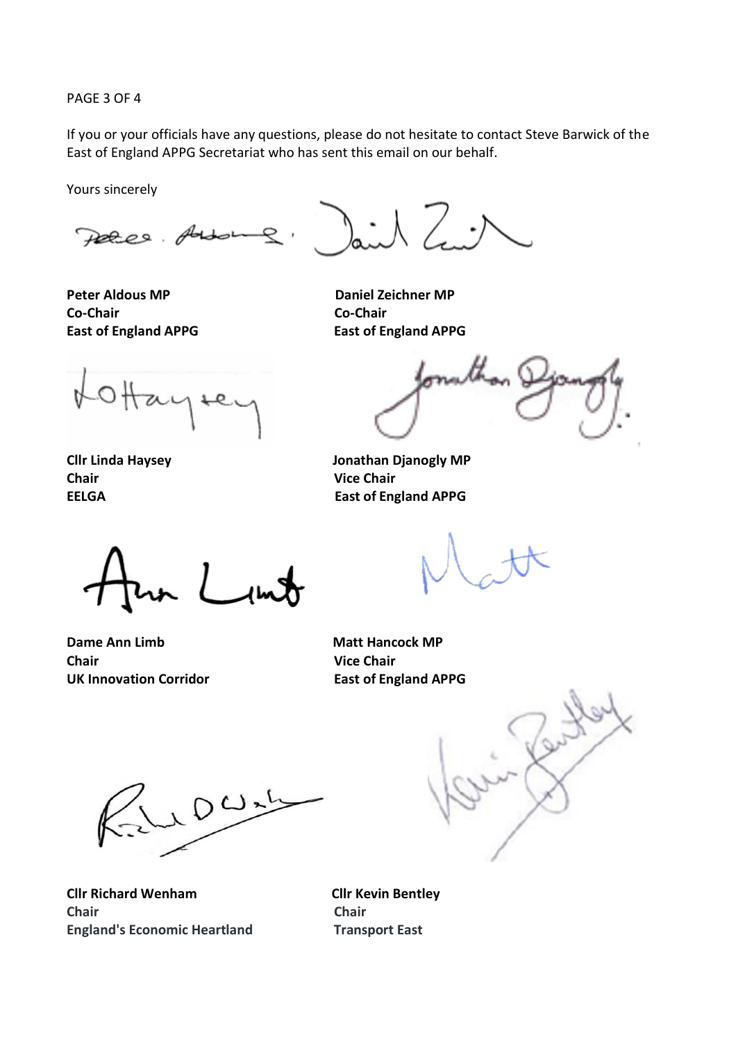If you or your officials have any questions, please do not hesitate to contact Steve Barwick of the East of England APPG Secretariat who has sent this email on our behalf.

Yours sincerely

**Peter Aldous MP**
**Co-Chair**
**East of England APPG**

**Daniel Zeichner MP**
**Co-Chair**
**East of England APPG**

**Cllr Linda Haysey**
**Chair**
**EELGA**

**Jonathan Djanogly MP**
**Vice Chair**
**East of England APPG**

**Dame Ann Limb**
**Chair**
**UK Innovation Corridor**

**Matt Hancock MP**
**Vice Chair**
**East of England APPG**

**Cllr Richard Wenham**
**Chair**
**England's Economic Heartland**

**Cllr Kevin Bentley**
**Chair**
**Transport East**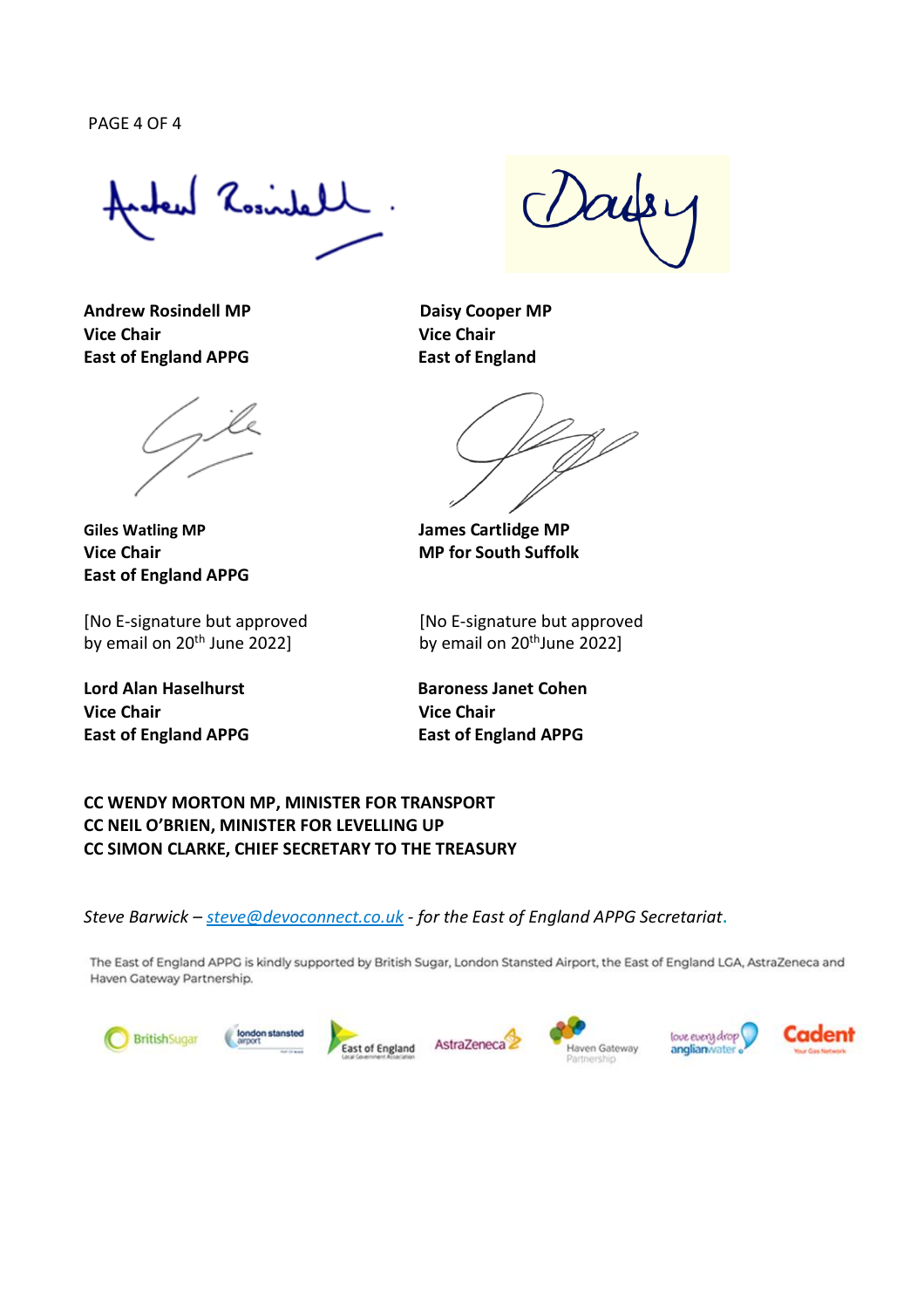**Andrew Rosindell MP**
**Vice Chair**
**East of England APPG**

**Daisy Cooper MP**
**Vice Chair**
**East of England**

**Giles Watling MP**
**Vice Chair**
**East of England APPG**

**James Cartlidge MP**
**MP for South Suffolk**

[No E-signature but approved by email on 20th June 2022]

**Lord Alan Haselhurst**
**Vice Chair**
**East of England APPG**

[No E-signature but approved by email on 20th June 2022]

**Baroness Janet Cohen**
**Vice Chair**
**East of England APPG**

**CC WENDY MORTON MP, MINISTER FOR TRANSPORT**
**CC NEIL O'BRIEN, MINISTER FOR LEVELLING UP**
**CC SIMON CLARKE, CHIEF SECRETARY TO THE TREASURY**

*Steve Barwick – steve@devoconnect.co.uk - for the East of England APPG Secretariat.*

The East of England APPG is kindly supported by British Sugar, London Stansted Airport, the East of England LGA, AstraZeneca and Haven Gateway Partnership.

BritishSugar london stansted airport East of England Local Government Association AstraZeneca Haven Gateway Partnership love every drop anglianwater Cadent Your Gas Network